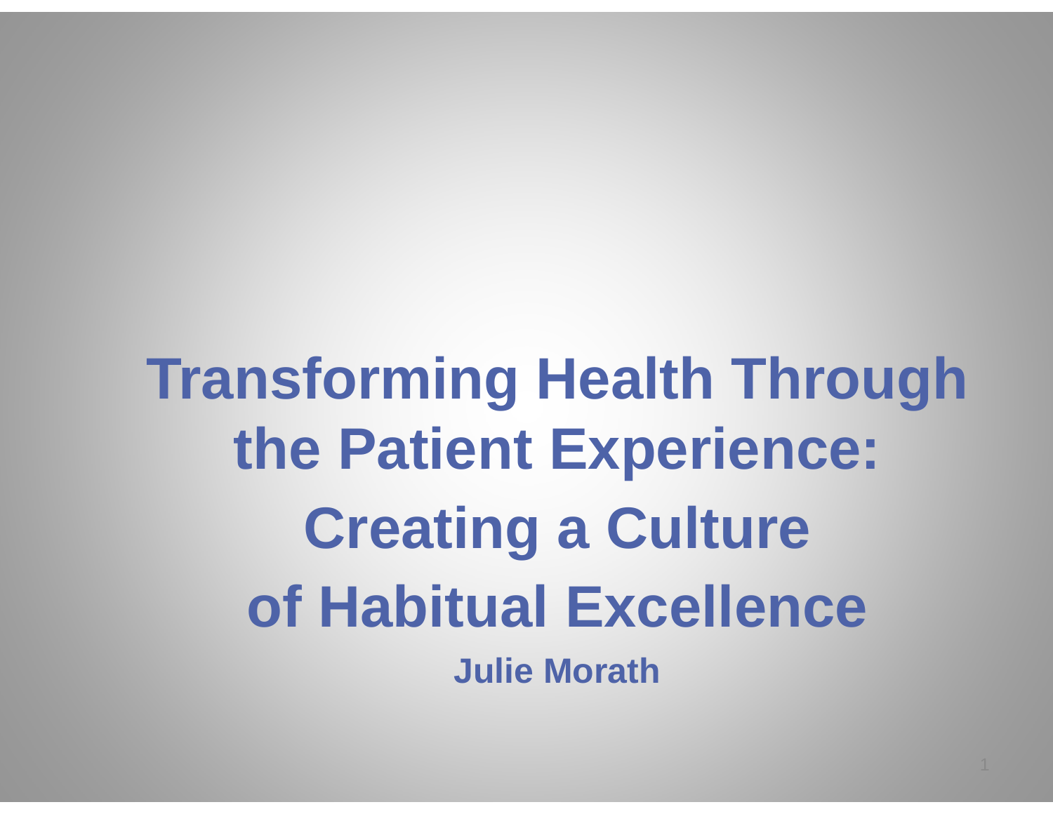# Transforming Health Through the Patient Experience: Creating a Culture of Habitual Excellence

**Julie Morath**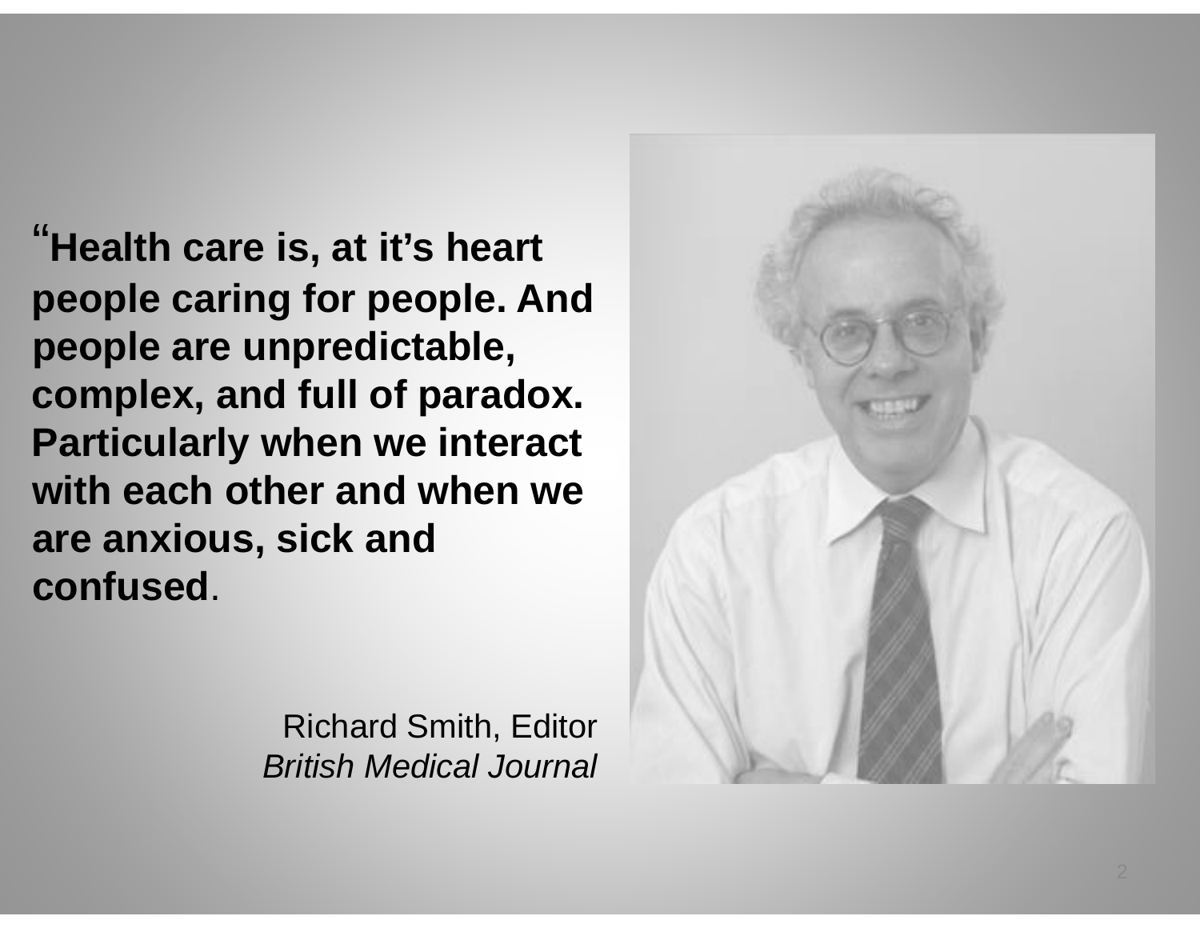**"Health care is, at it's heart people caring for people. And people are unpredictable, complex, and full of paradox. Particularly when we interact with each other and when we are anxious, sick and confused.**

Richard Smith, Editor
*British Medical Journal*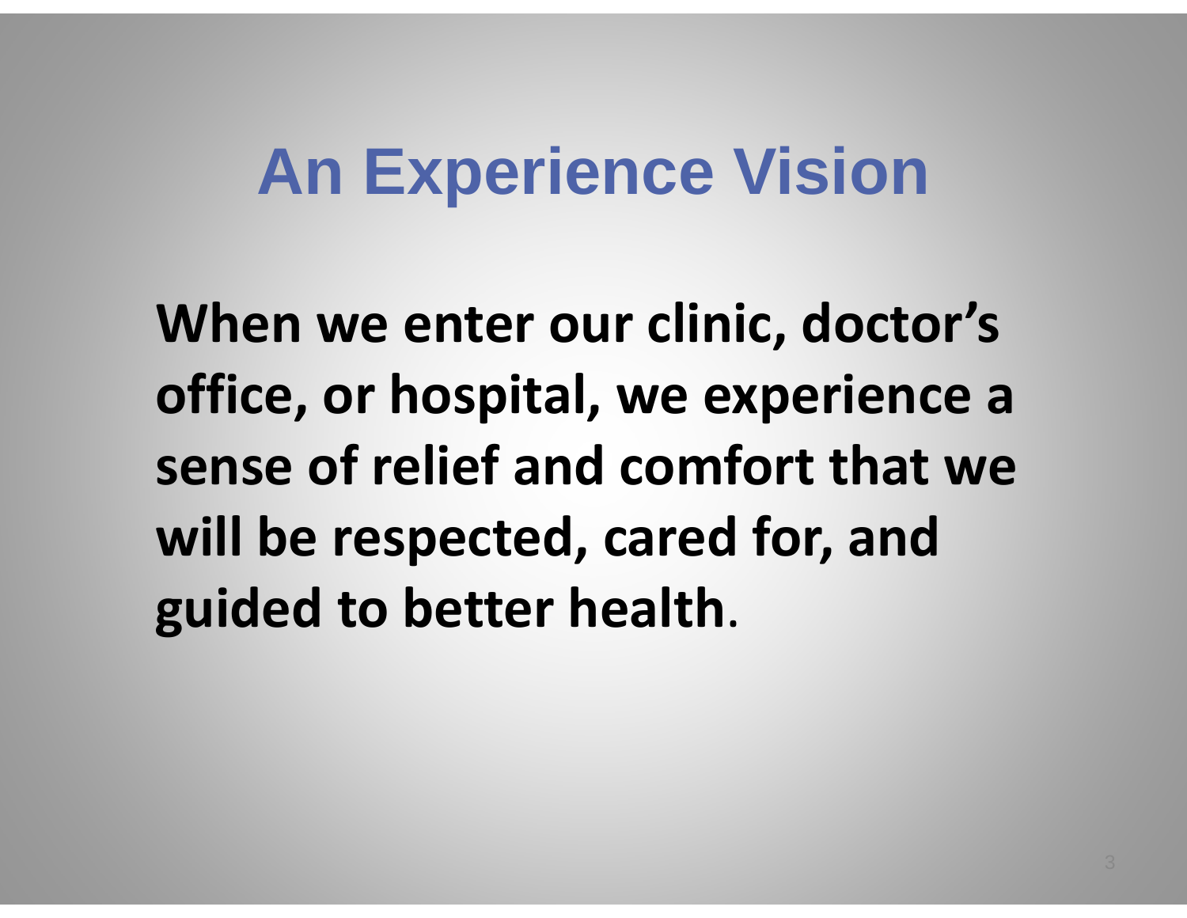# An Experience Vision

**When we enter our clinic, doctor's office, or hospital, we experience a sense of relief and comfort that we will be respected, cared for, and guided to better health**.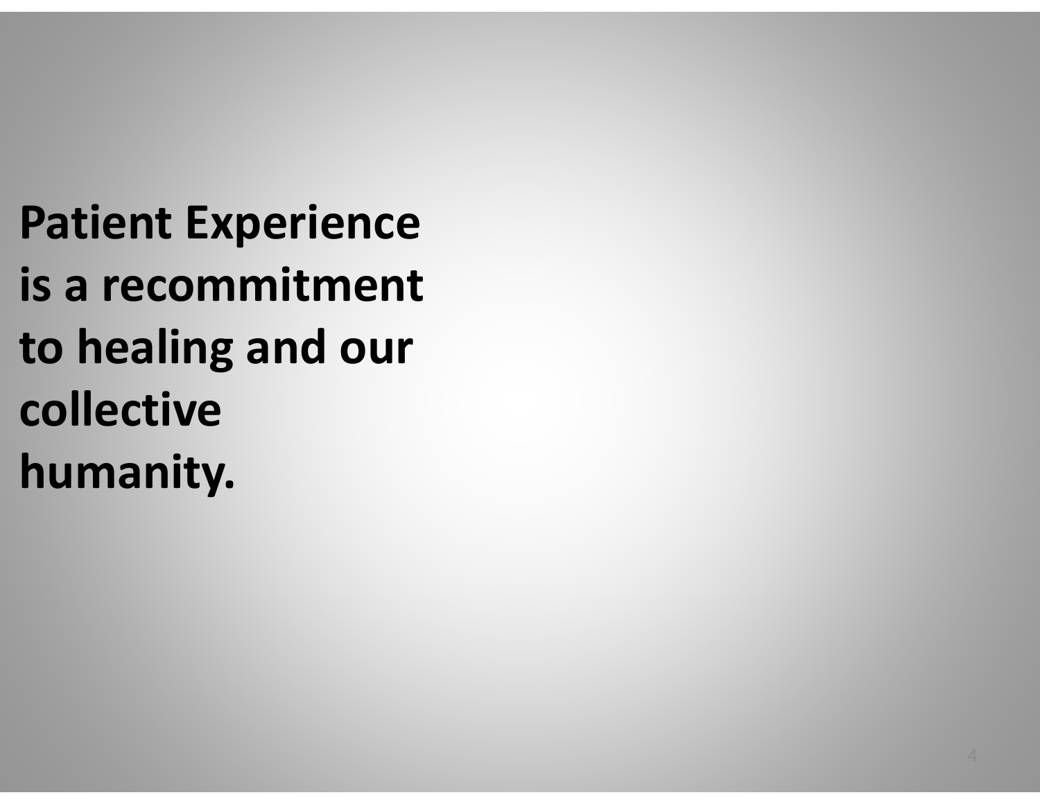**Patient Experience is a recommitment to healing and our collective humanity.**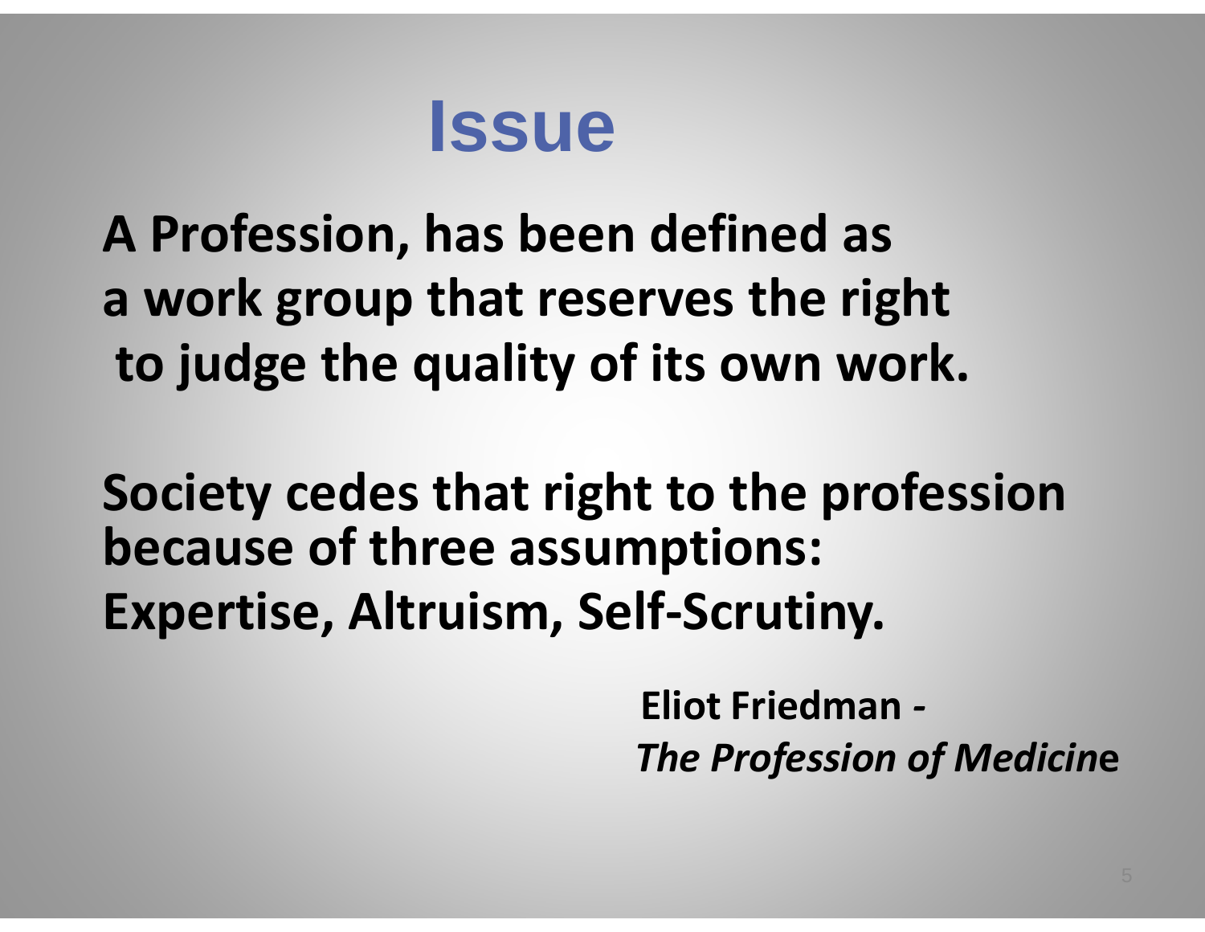# Issue

**A Profession, has been defined as a work group that reserves the right to judge the quality of its own work.**

**Society cedes that right to the profession because of three assumptions: Expertise, Altruism, Self-Scrutiny.**

**Eliot Friedman -** ***The Profession of Medicine***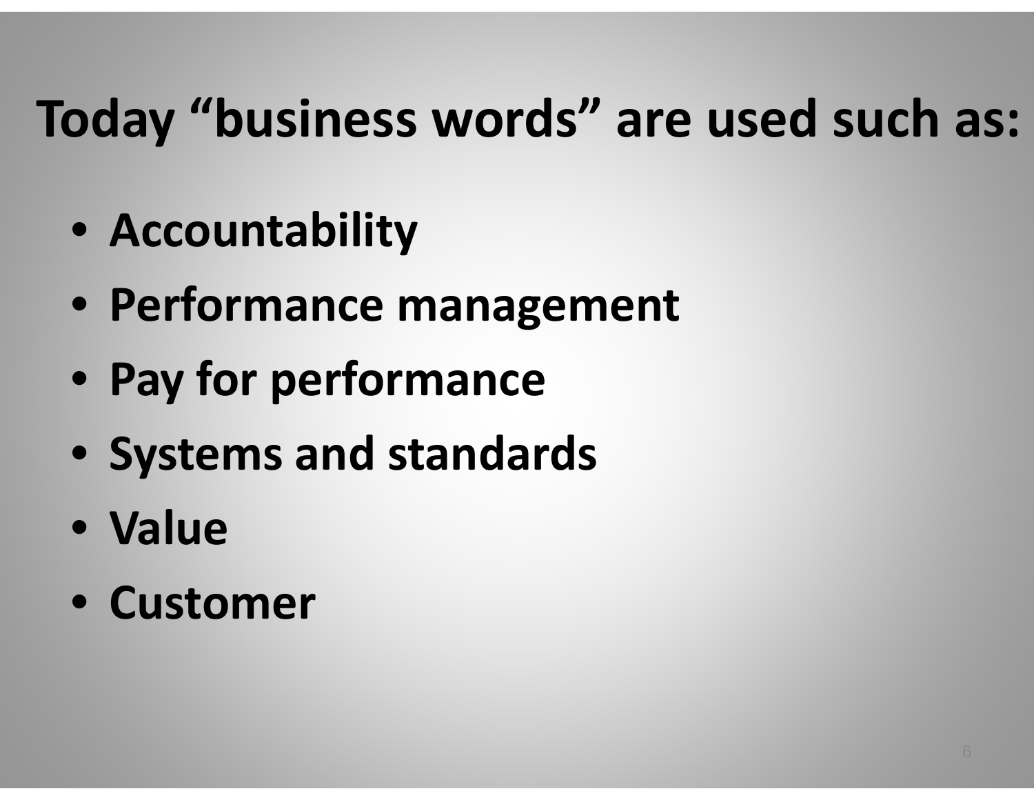# Today "business words" are used such as:

- **Accountability**
- **Performance management**
- **Pay for performance**
- **Systems and standards**
- **Value**
- **Customer**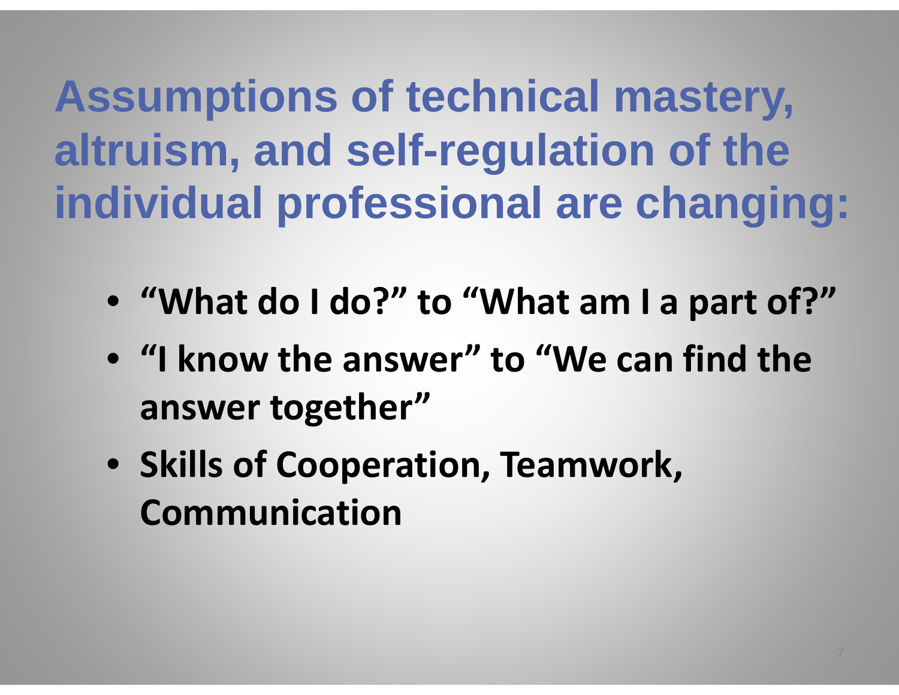# Assumptions of technical mastery, altruism, and self-regulation of the individual professional are changing:

- **"What do I do?" to "What am I a part of?"**
- **"I know the answer" to "We can find the answer together"**
- **Skills of Cooperation, Teamwork, Communication**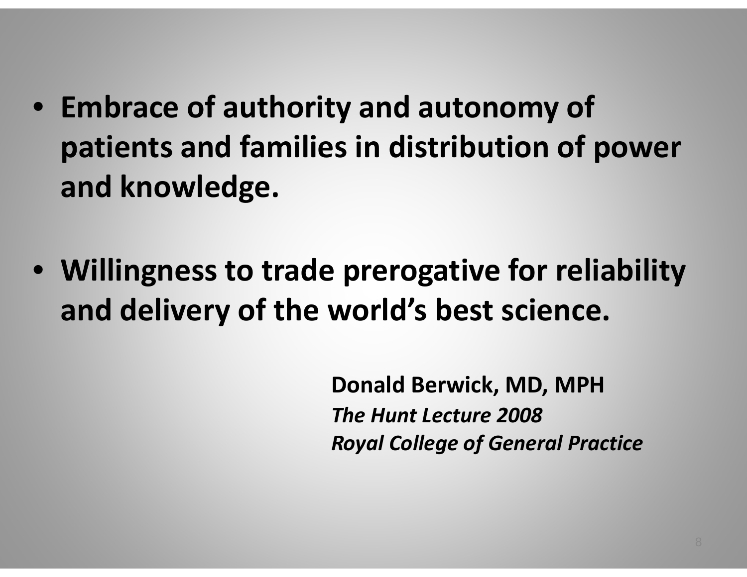- **Embrace of authority and autonomy of patients and families in distribution of power and knowledge.**

- **Willingness to trade prerogative for reliability and delivery of the world's best science.**

**Donald Berwick, MD, MPH**
***The Hunt Lecture 2008***
***Royal College of General Practice***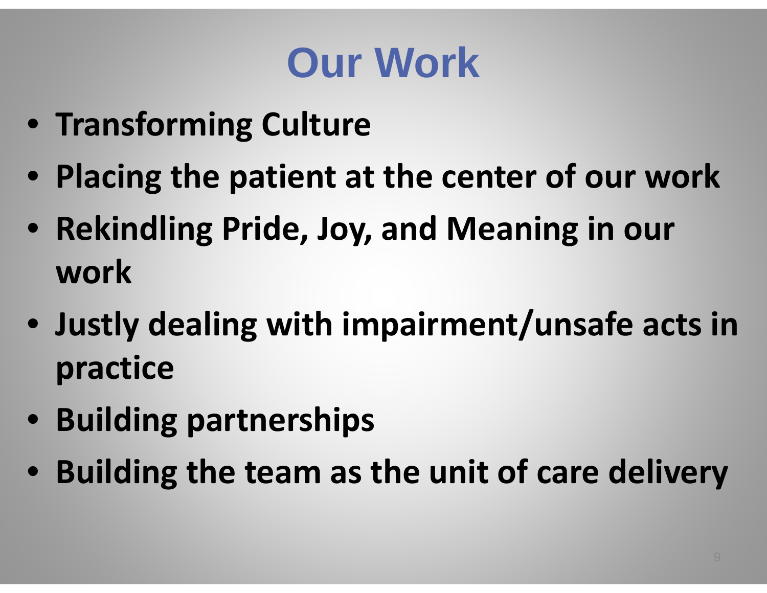# Our Work

- **Transforming Culture**
- **Placing the patient at the center of our work**
- **Rekindling Pride, Joy, and Meaning in our work**
- **Justly dealing with impairment/unsafe acts in practice**
- **Building partnerships**
- **Building the team as the unit of care delivery**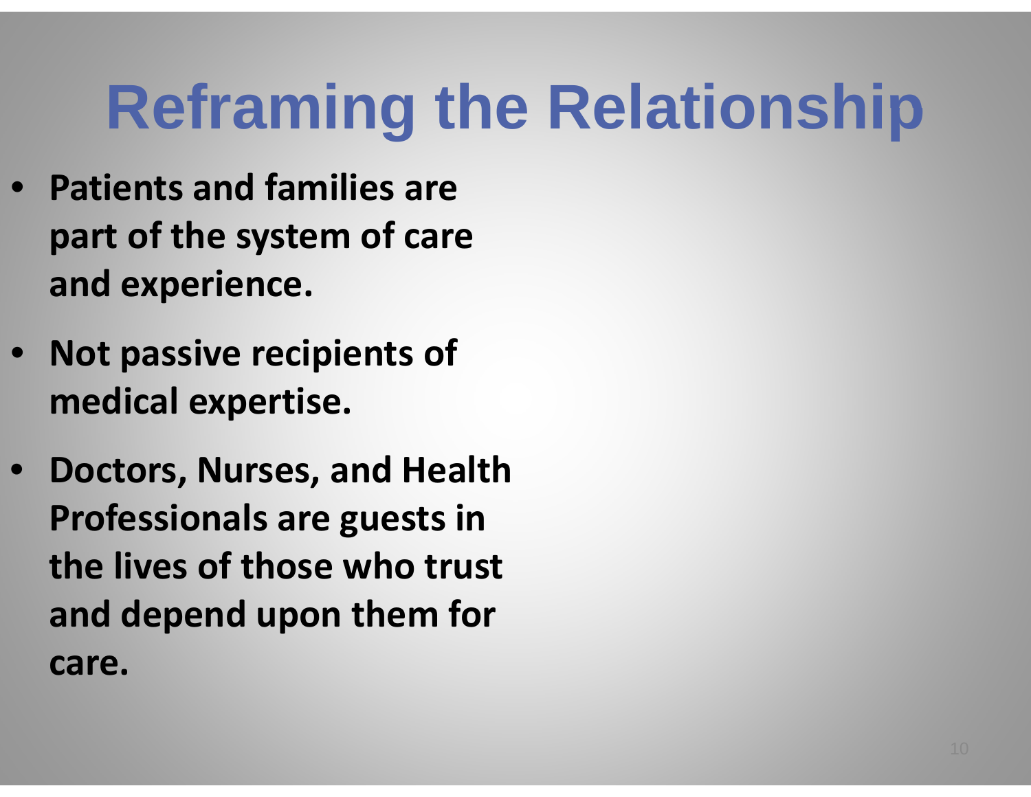# Reframing the Relationship

- **Patients and families are part of the system of care and experience.**
- **Not passive recipients of medical expertise.**
- **Doctors, Nurses, and Health Professionals are guests in the lives of those who trust and depend upon them for care.**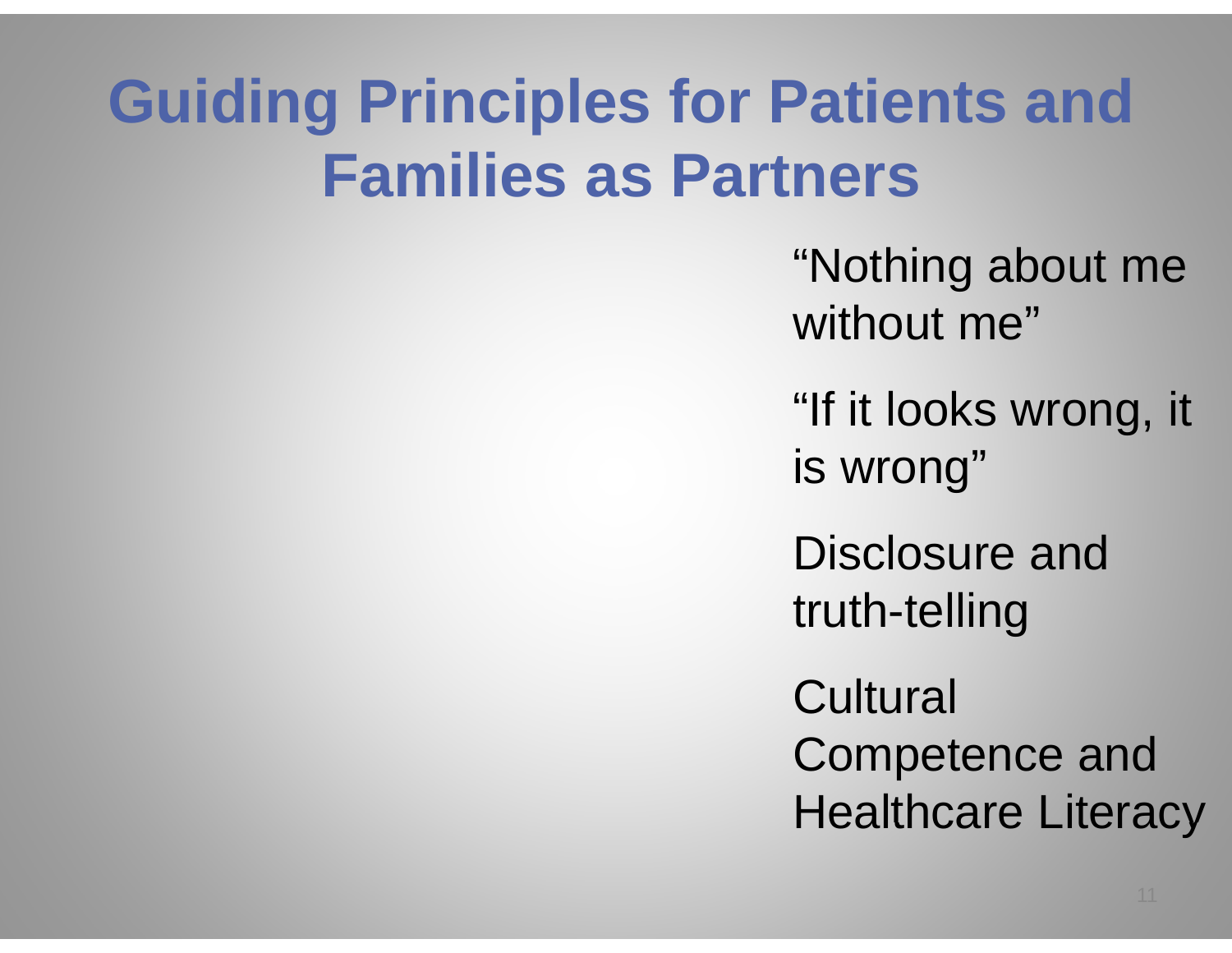# Guiding Principles for Patients and Families as Partners

“Nothing about me without me”

“If it looks wrong, it is wrong”

Disclosure and truth-telling

Cultural Competence and Healthcare Literacy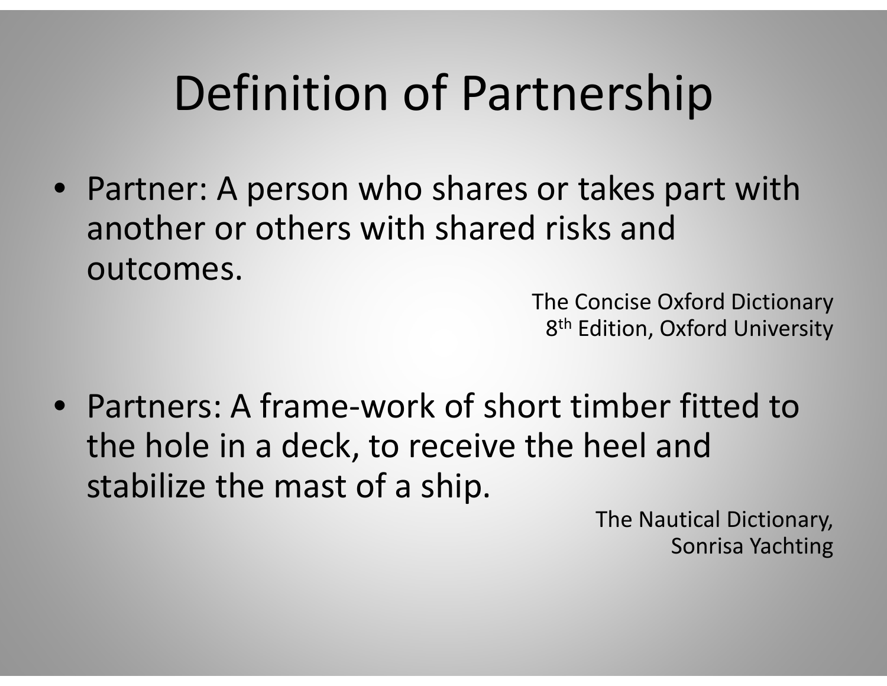# Definition of Partnership

- Partner: A person who shares or takes part with another or others with shared risks and outcomes.

The Concise Oxford Dictionary
8th Edition, Oxford University

- Partners: A frame-work of short timber fitted to the hole in a deck, to receive the heel and stabilize the mast of a ship.

The Nautical Dictionary,
Sonrisa Yachting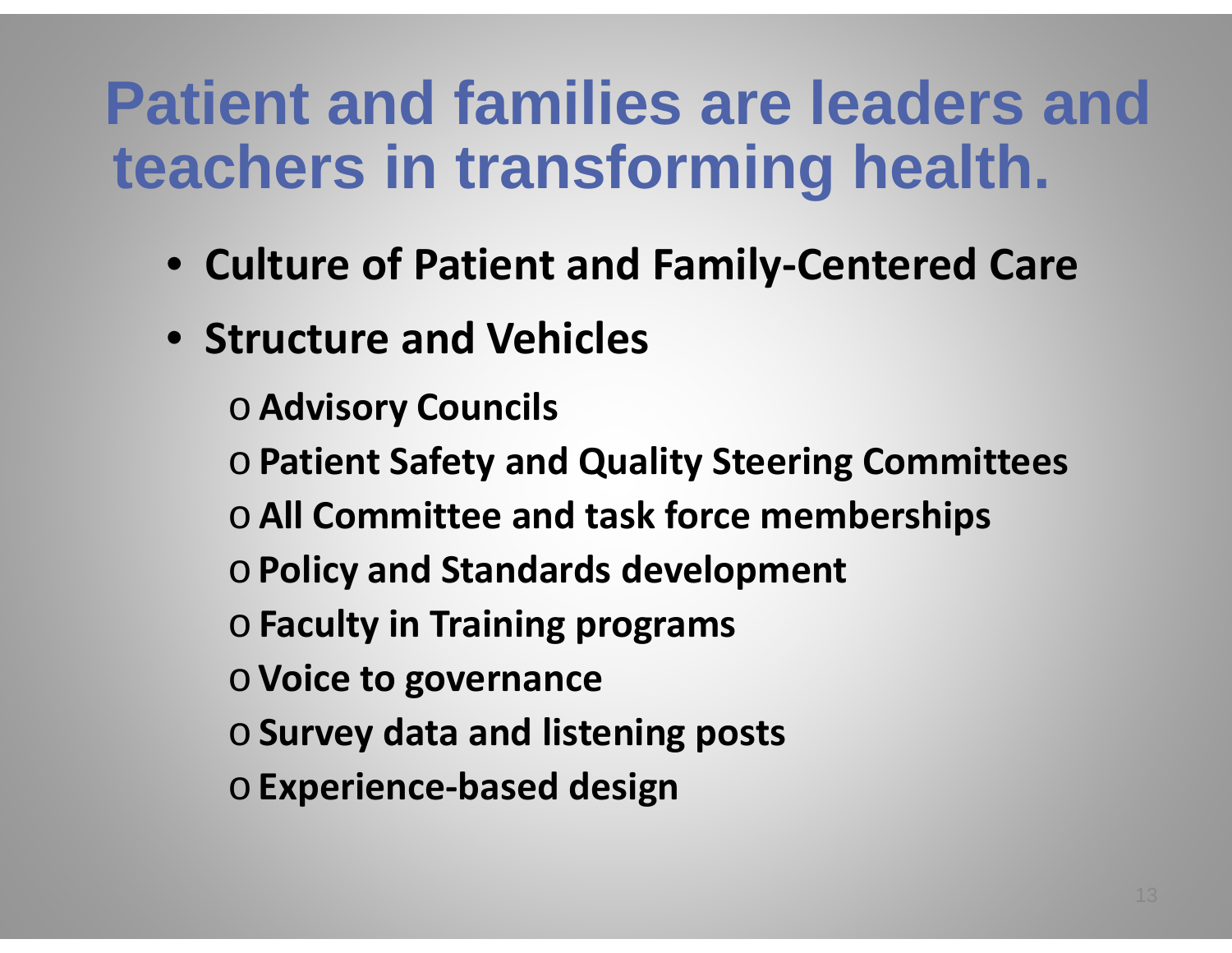# Patient and families are leaders and teachers in transforming health.

- **Culture of Patient and Family-Centered Care**
- **Structure and Vehicles**
  - **Advisory Councils**
  - **Patient Safety and Quality Steering Committees**
  - **All Committee and task force memberships**
  - **Policy and Standards development**
  - **Faculty in Training programs**
  - **Voice to governance**
  - **Survey data and listening posts**
  - **Experience-based design**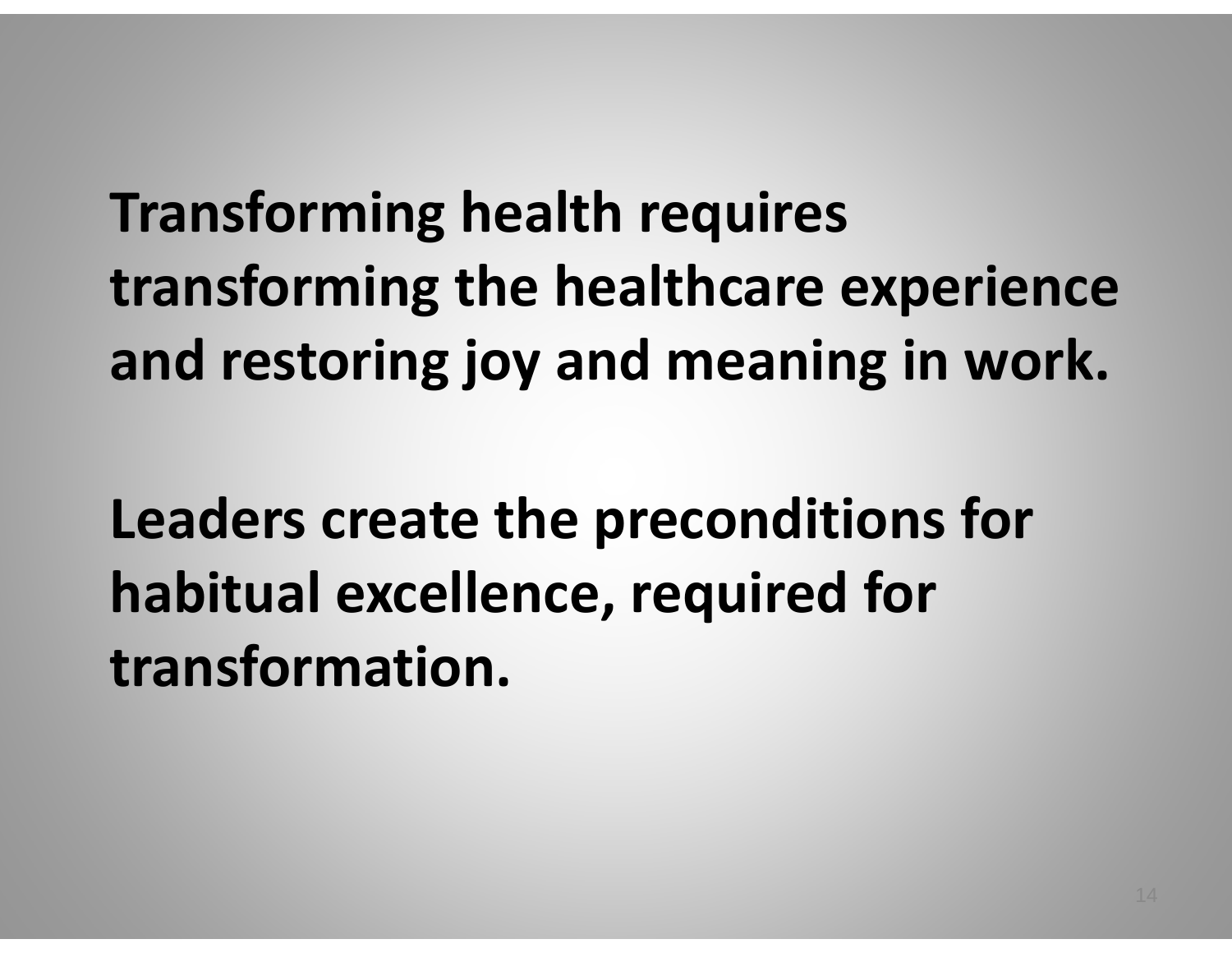**Transforming health requires transforming the healthcare experience and restoring joy and meaning in work.**

**Leaders create the preconditions for habitual excellence, required for transformation.**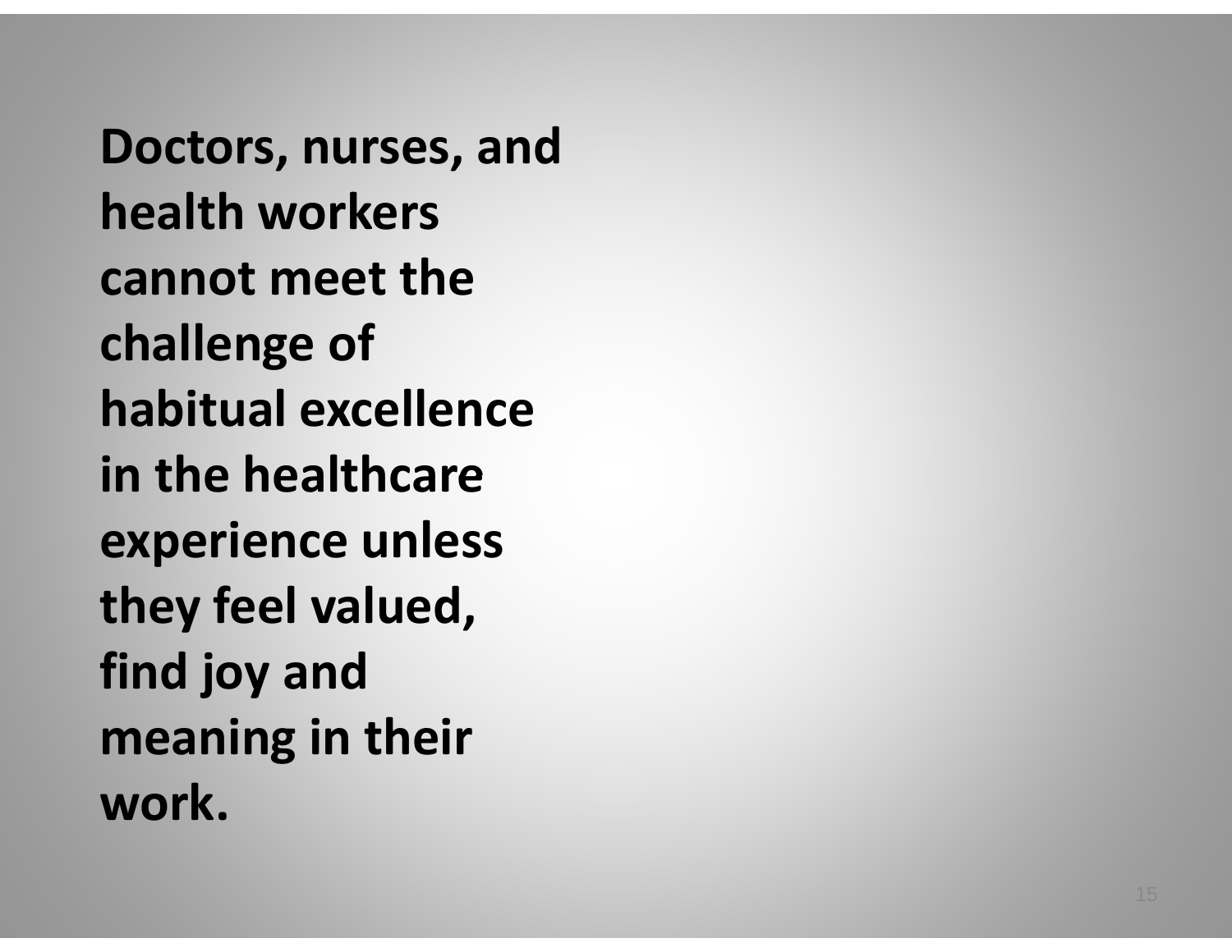**Doctors, nurses, and health workers cannot meet the challenge of habitual excellence in the healthcare experience unless they feel valued, find joy and meaning in their work.**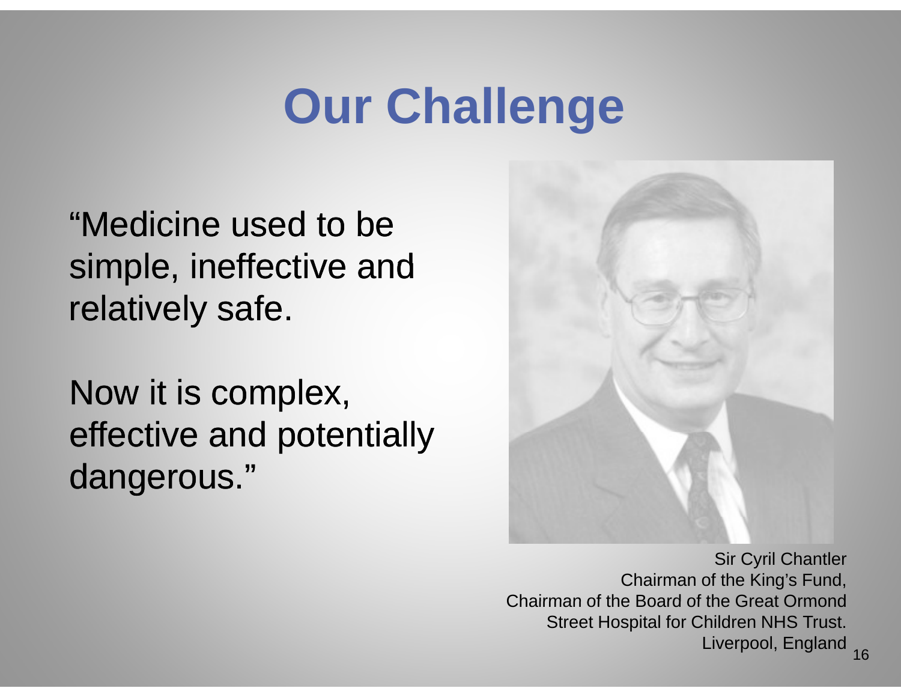# Our Challenge

"Medicine used to be simple, ineffective and relatively safe.

Now it is complex, effective and potentially dangerous."

Sir Cyril Chantler
Chairman of the King's Fund,
Chairman of the Board of the Great Ormond Street Hospital for Children NHS Trust.
Liverpool, England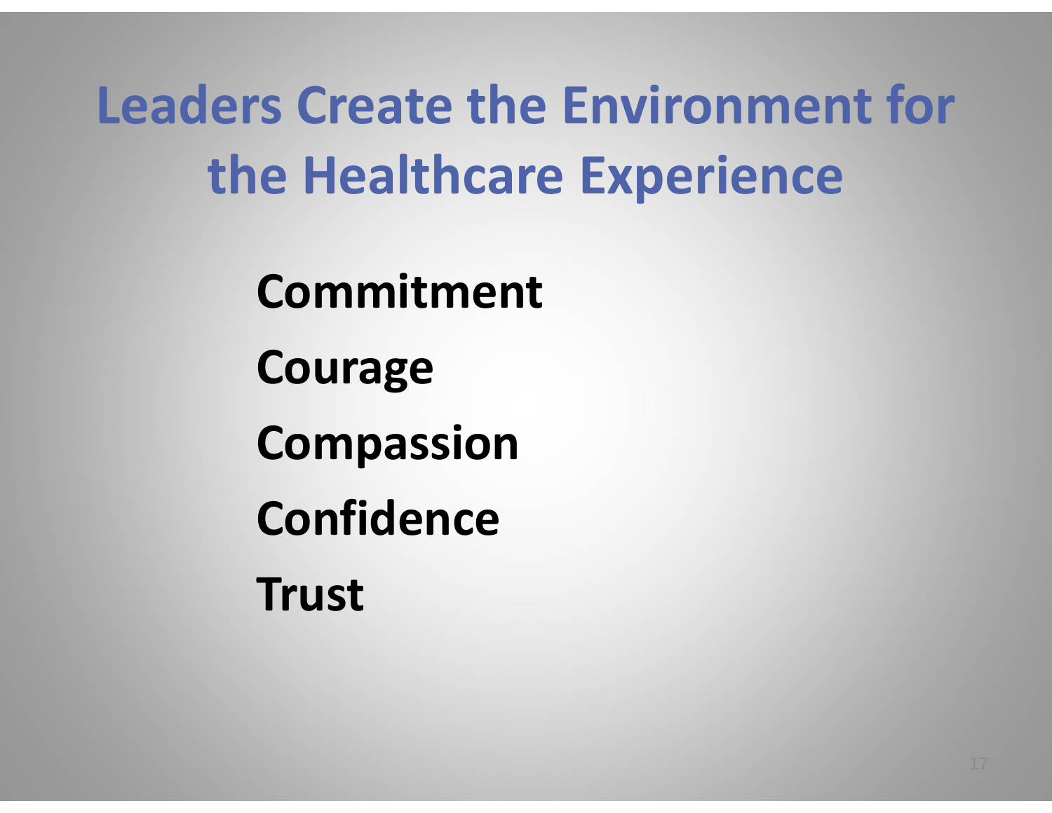# Leaders Create the Environment for the Healthcare Experience

**Commitment**

**Courage**

**Compassion**

**Confidence**

**Trust**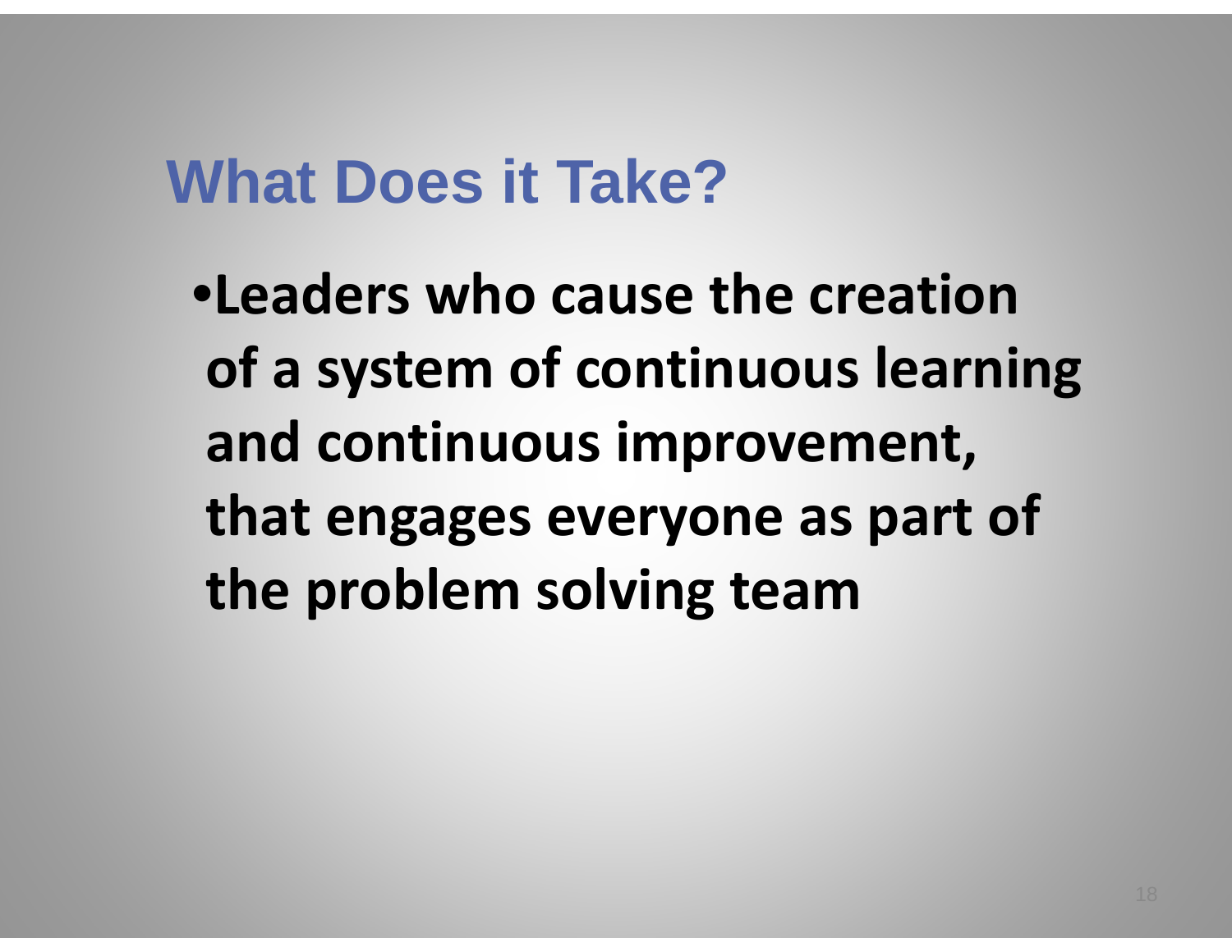# What Does it Take?

- **Leaders who cause the creation of a system of continuous learning and continuous improvement, that engages everyone as part of the problem solving team**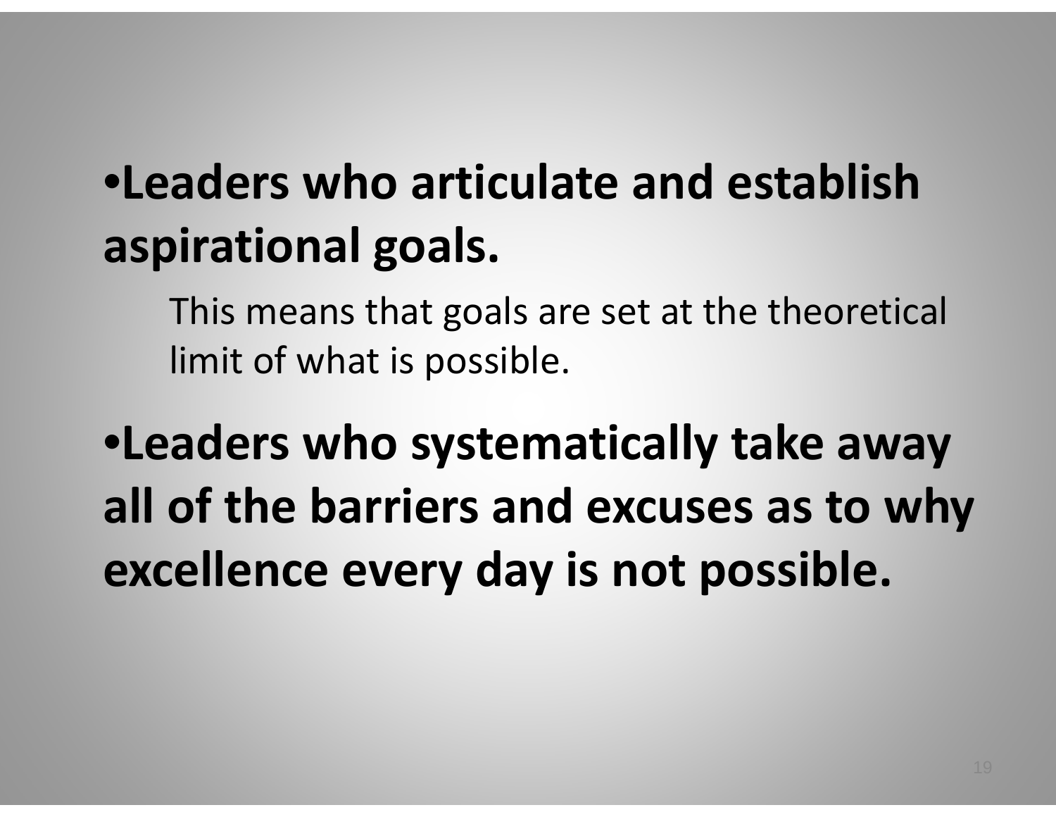- **Leaders who articulate and establish aspirational goals.**

  This means that goals are set at the theoretical limit of what is possible.

- **Leaders who systematically take away all of the barriers and excuses as to why excellence every day is not possible.**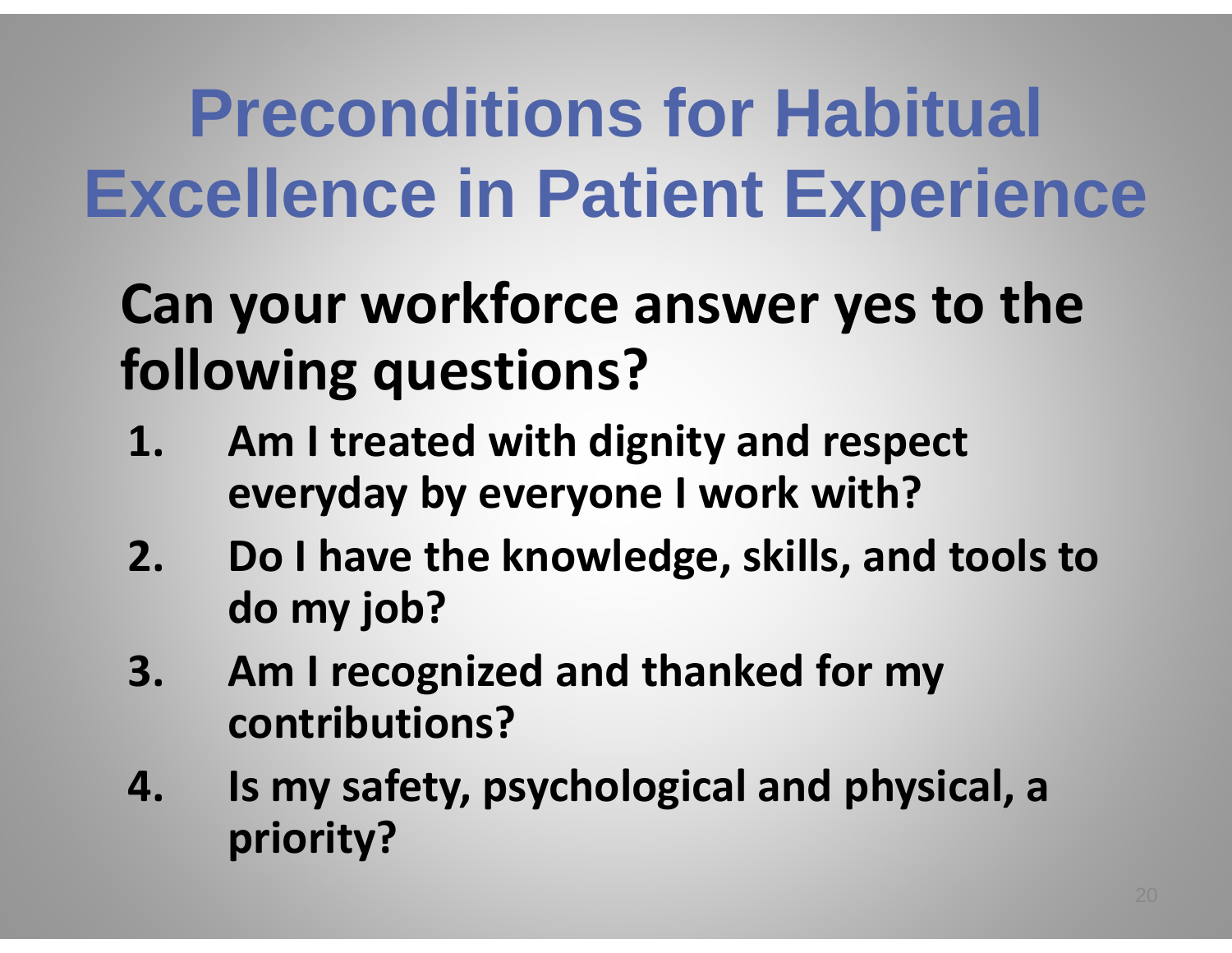# Preconditions for Habitual Excellence in Patient Experience

**Can your workforce answer yes to the following questions?**

1. **Am I treated with dignity and respect everyday by everyone I work with?**
2. **Do I have the knowledge, skills, and tools to do my job?**
3. **Am I recognized and thanked for my contributions?**
4. **Is my safety, psychological and physical, a priority?**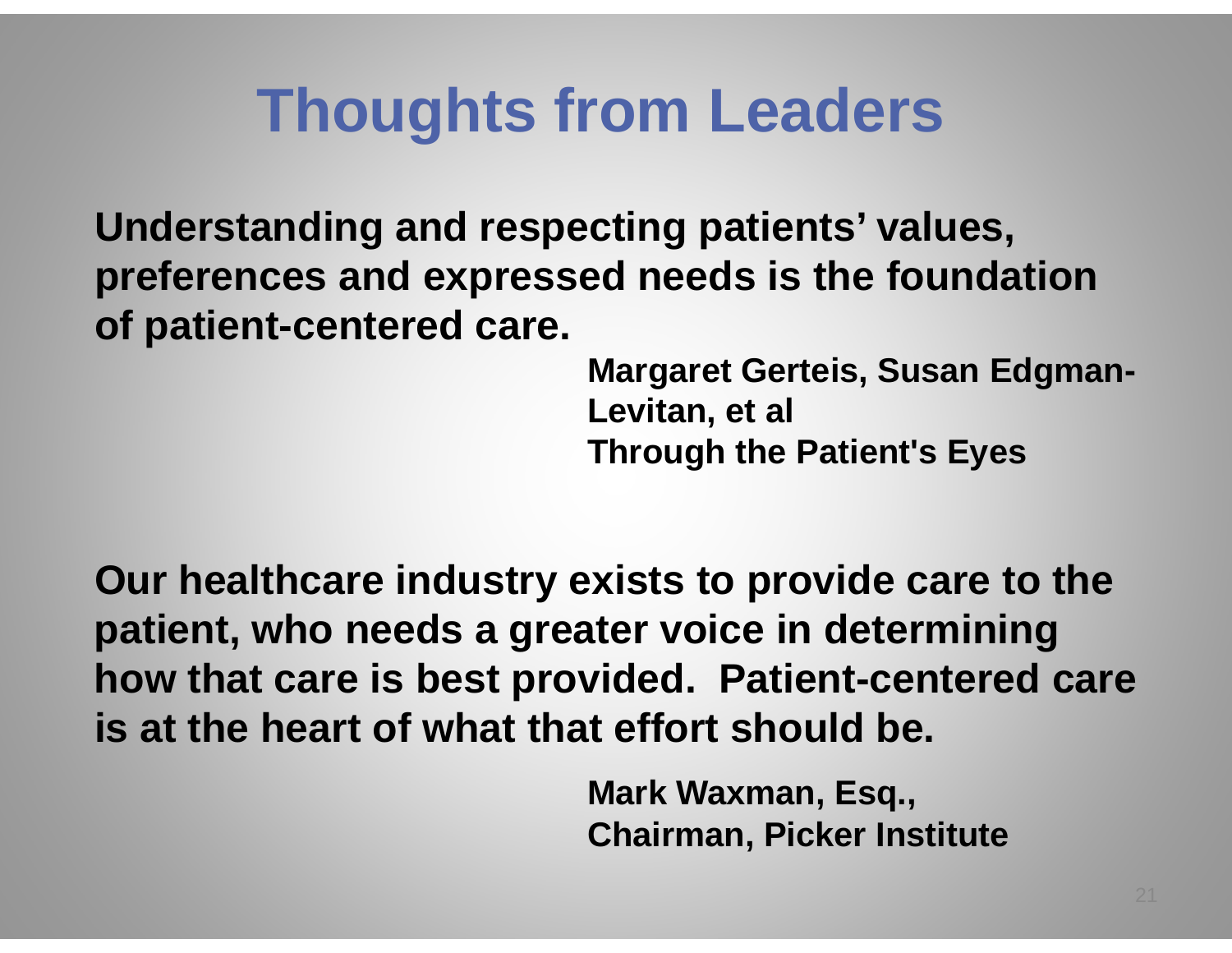# Thoughts from Leaders

**Understanding and respecting patients' values, preferences and expressed needs is the foundation of patient-centered care.**

**Margaret Gerteis, Susan Edgman-Levitan, et al**
**Through the Patient's Eyes**

**Our healthcare industry exists to provide care to the patient, who needs a greater voice in determining how that care is best provided. Patient-centered care is at the heart of what that effort should be.**

**Mark Waxman, Esq.,**
**Chairman, Picker Institute**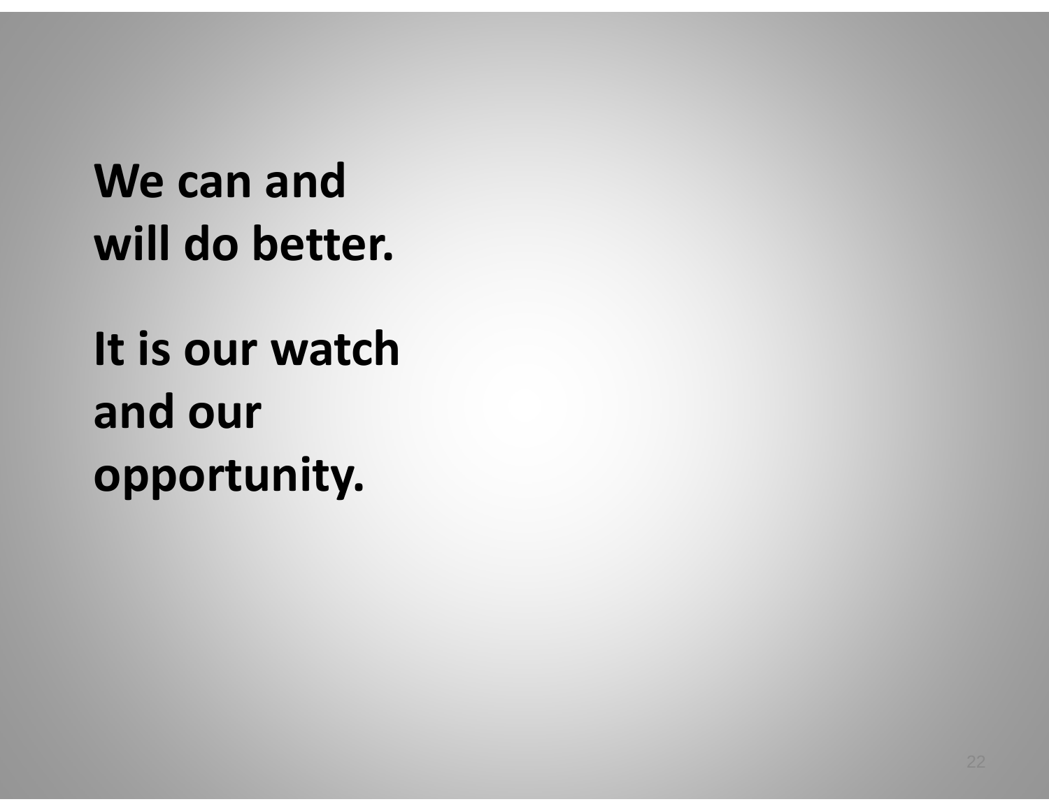**We can and will do better.**

**It is our watch and our opportunity.**